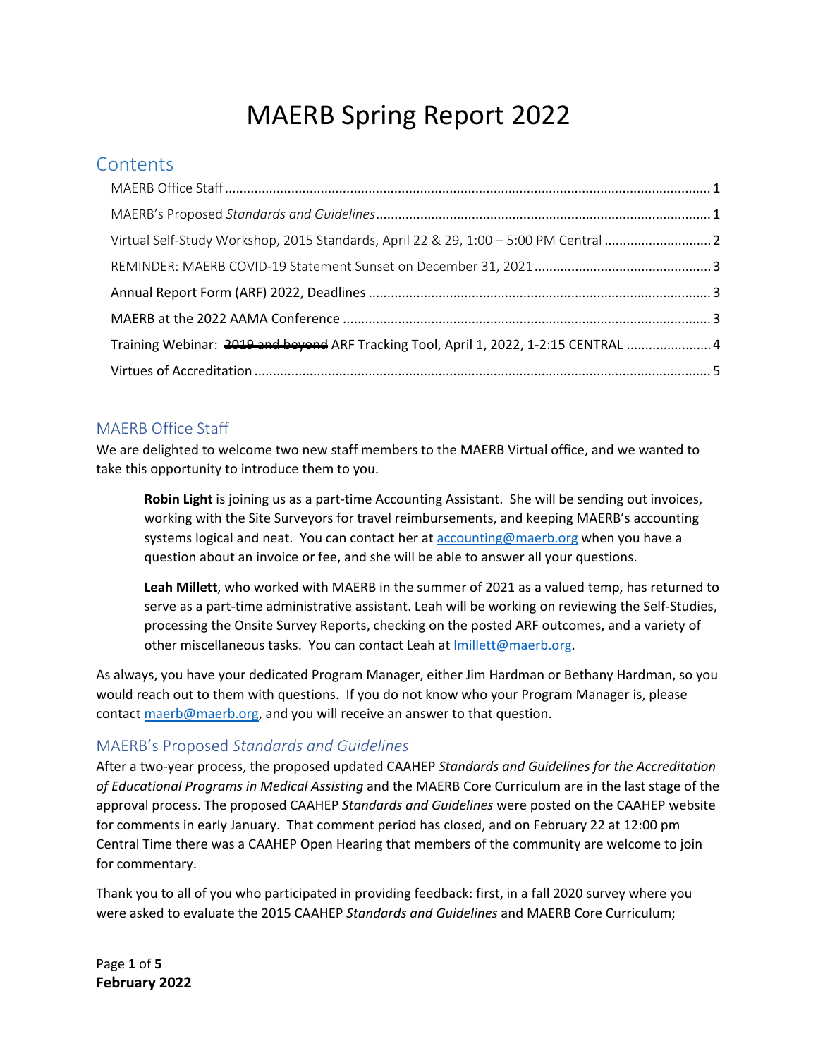# MAERB Spring Report 2022

## Contents

- MAERB Office Staff ........ 1
- MAERB's Proposed *Standards and Guidelines* ........ 1
- Virtual Self-Study Workshop, 2015 Standards, April 22 & 29, 1:00 – 5:00 PM Central ........ 2
- REMINDER: MAERB COVID-19 Statement Sunset on December 31, 2021 ........ 3
- Annual Report Form (ARF) 2022, Deadlines ........ 3
- MAERB at the 2022 AAMA Conference ........ 3
- Training Webinar: ~~2019 and beyond~~ ARF Tracking Tool, April 1, 2022, 1-2:15 CENTRAL ........ 4
- Virtues of Accreditation ........ 5

## MAERB Office Staff

We are delighted to welcome two new staff members to the MAERB Virtual office, and we wanted to take this opportunity to introduce them to you.

> **Robin Light** is joining us as a part-time Accounting Assistant. She will be sending out invoices, working with the Site Surveyors for travel reimbursements, and keeping MAERB's accounting systems logical and neat. You can contact her at accounting@maerb.org when you have a question about an invoice or fee, and she will be able to answer all your questions.
>
> **Leah Millett**, who worked with MAERB in the summer of 2021 as a valued temp, has returned to serve as a part-time administrative assistant. Leah will be working on reviewing the Self-Studies, processing the Onsite Survey Reports, checking on the posted ARF outcomes, and a variety of other miscellaneous tasks. You can contact Leah at lmillett@maerb.org.

As always, you have your dedicated Program Manager, either Jim Hardman or Bethany Hardman, so you would reach out to them with questions. If you do not know who your Program Manager is, please contact maerb@maerb.org, and you will receive an answer to that question.

## MAERB's Proposed *Standards and Guidelines*

After a two-year process, the proposed updated CAAHEP *Standards and Guidelines for the Accreditation of Educational Programs in Medical Assisting* and the MAERB Core Curriculum are in the last stage of the approval process. The proposed CAAHEP *Standards and Guidelines* were posted on the CAAHEP website for comments in early January. That comment period has closed, and on February 22 at 12:00 pm Central Time there was a CAAHEP Open Hearing that members of the community are welcome to join for commentary.

Thank you to all of you who participated in providing feedback: first, in a fall 2020 survey where you were asked to evaluate the 2015 CAAHEP *Standards and Guidelines* and MAERB Core Curriculum;

**February 2022**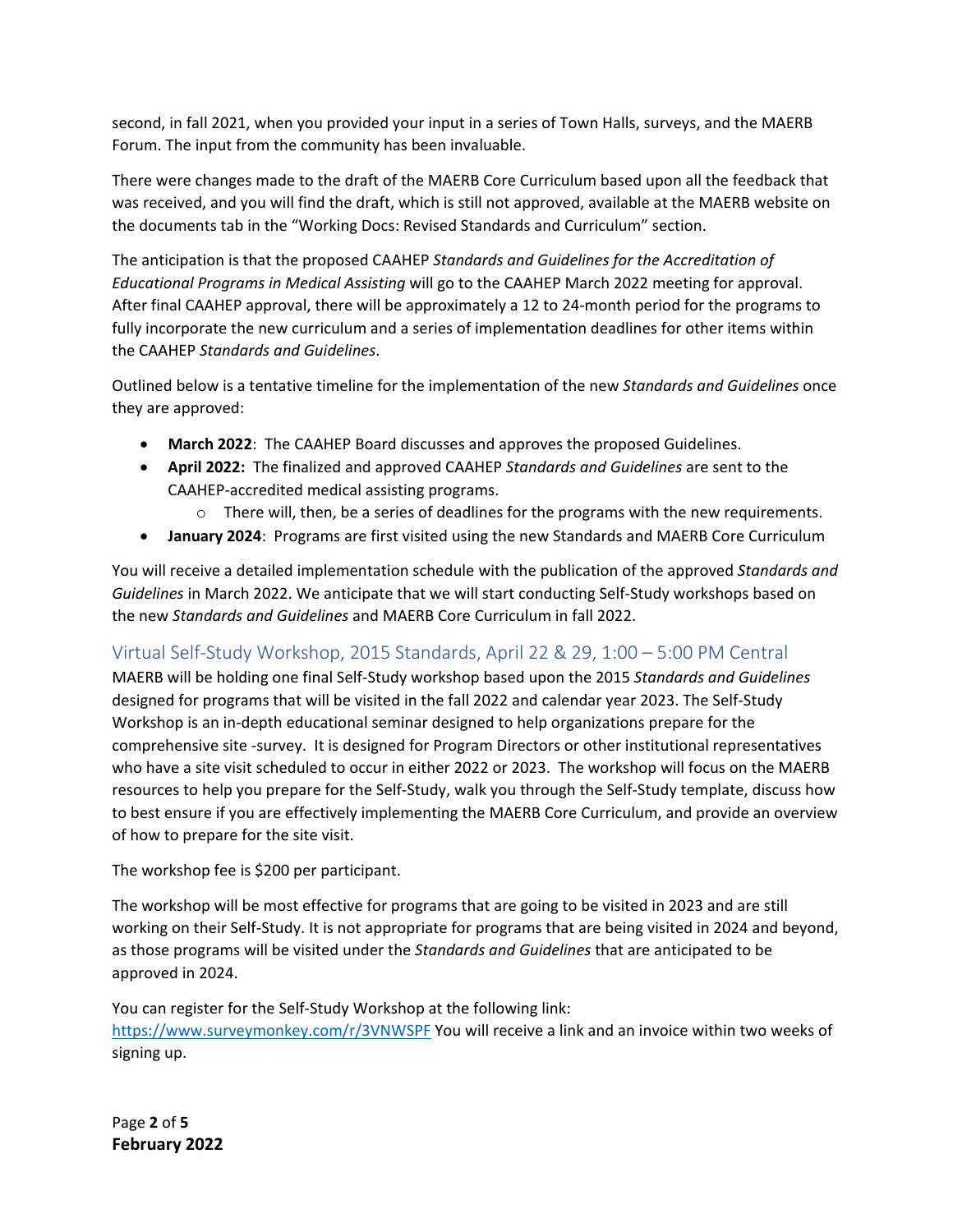second, in fall 2021, when you provided your input in a series of Town Halls, surveys, and the MAERB Forum. The input from the community has been invaluable.

There were changes made to the draft of the MAERB Core Curriculum based upon all the feedback that was received, and you will find the draft, which is still not approved, available at the MAERB website on the documents tab in the "Working Docs: Revised Standards and Curriculum" section.

The anticipation is that the proposed CAAHEP *Standards and Guidelines for the Accreditation of Educational Programs in Medical Assisting* will go to the CAAHEP March 2022 meeting for approval. After final CAAHEP approval, there will be approximately a 12 to 24-month period for the programs to fully incorporate the new curriculum and a series of implementation deadlines for other items within the CAAHEP *Standards and Guidelines*.

Outlined below is a tentative timeline for the implementation of the new *Standards and Guidelines* once they are approved:

- **March 2022**: The CAAHEP Board discusses and approves the proposed Guidelines.
- **April 2022:** The finalized and approved CAAHEP *Standards and Guidelines* are sent to the CAAHEP-accredited medical assisting programs.
  - There will, then, be a series of deadlines for the programs with the new requirements.
- **January 2024**: Programs are first visited using the new Standards and MAERB Core Curriculum

You will receive a detailed implementation schedule with the publication of the approved *Standards and Guidelines* in March 2022. We anticipate that we will start conducting Self-Study workshops based on the new *Standards and Guidelines* and MAERB Core Curriculum in fall 2022.

## Virtual Self-Study Workshop, 2015 Standards, April 22 & 29, 1:00 – 5:00 PM Central

MAERB will be holding one final Self-Study workshop based upon the 2015 *Standards and Guidelines* designed for programs that will be visited in the fall 2022 and calendar year 2023. The Self-Study Workshop is an in-depth educational seminar designed to help organizations prepare for the comprehensive site -survey. It is designed for Program Directors or other institutional representatives who have a site visit scheduled to occur in either 2022 or 2023. The workshop will focus on the MAERB resources to help you prepare for the Self-Study, walk you through the Self-Study template, discuss how to best ensure if you are effectively implementing the MAERB Core Curriculum, and provide an overview of how to prepare for the site visit.

The workshop fee is $200 per participant.

The workshop will be most effective for programs that are going to be visited in 2023 and are still working on their Self-Study. It is not appropriate for programs that are being visited in 2024 and beyond, as those programs will be visited under the *Standards and Guidelines* that are anticipated to be approved in 2024.

You can register for the Self-Study Workshop at the following link: https://www.surveymonkey.com/r/3VNWSPF You will receive a link and an invoice within two weeks of signing up.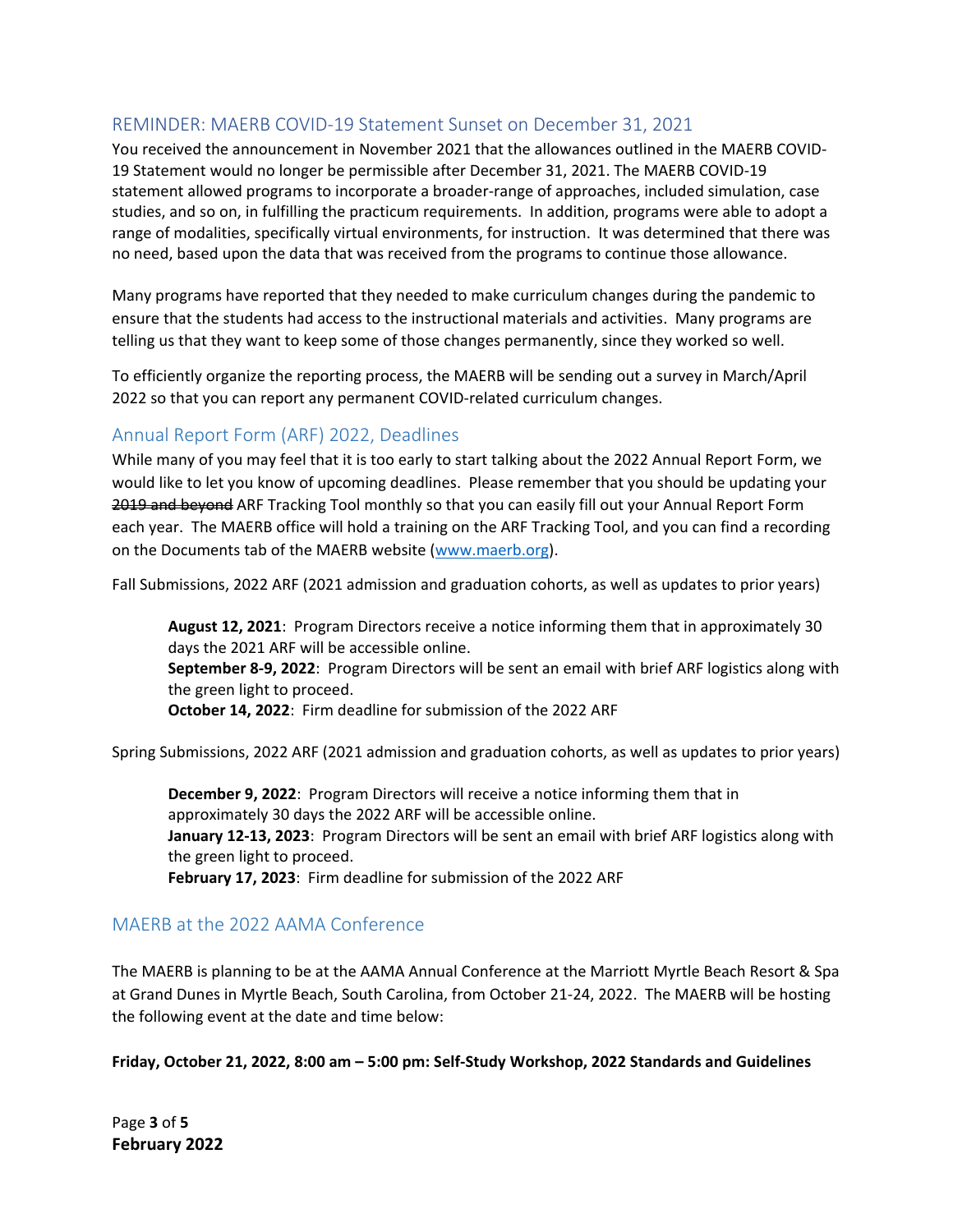## REMINDER: MAERB COVID-19 Statement Sunset on December 31, 2021

You received the announcement in November 2021 that the allowances outlined in the MAERB COVID-19 Statement would no longer be permissible after December 31, 2021. The MAERB COVID-19 statement allowed programs to incorporate a broader-range of approaches, included simulation, case studies, and so on, in fulfilling the practicum requirements. In addition, programs were able to adopt a range of modalities, specifically virtual environments, for instruction. It was determined that there was no need, based upon the data that was received from the programs to continue those allowance.

Many programs have reported that they needed to make curriculum changes during the pandemic to ensure that the students had access to the instructional materials and activities. Many programs are telling us that they want to keep some of those changes permanently, since they worked so well.

To efficiently organize the reporting process, the MAERB will be sending out a survey in March/April 2022 so that you can report any permanent COVID-related curriculum changes.

## Annual Report Form (ARF) 2022, Deadlines

While many of you may feel that it is too early to start talking about the 2022 Annual Report Form, we would like to let you know of upcoming deadlines. Please remember that you should be updating your ~~2019 and beyond~~ ARF Tracking Tool monthly so that you can easily fill out your Annual Report Form each year. The MAERB office will hold a training on the ARF Tracking Tool, and you can find a recording on the Documents tab of the MAERB website ([www.maerb.org](www.maerb.org)).

Fall Submissions, 2022 ARF (2021 admission and graduation cohorts, as well as updates to prior years)

> **August 12, 2021**: Program Directors receive a notice informing them that in approximately 30 days the 2021 ARF will be accessible online.
> **September 8-9, 2022**: Program Directors will be sent an email with brief ARF logistics along with the green light to proceed.
> **October 14, 2022**: Firm deadline for submission of the 2022 ARF

Spring Submissions, 2022 ARF (2021 admission and graduation cohorts, as well as updates to prior years)

> **December 9, 2022**: Program Directors will receive a notice informing them that in approximately 30 days the 2022 ARF will be accessible online.
> **January 12-13, 2023**: Program Directors will be sent an email with brief ARF logistics along with the green light to proceed.
> **February 17, 2023**: Firm deadline for submission of the 2022 ARF

## MAERB at the 2022 AAMA Conference

The MAERB is planning to be at the AAMA Annual Conference at the Marriott Myrtle Beach Resort & Spa at Grand Dunes in Myrtle Beach, South Carolina, from October 21-24, 2022. The MAERB will be hosting the following event at the date and time below:

**Friday, October 21, 2022, 8:00 am – 5:00 pm: Self-Study Workshop, 2022 Standards and Guidelines**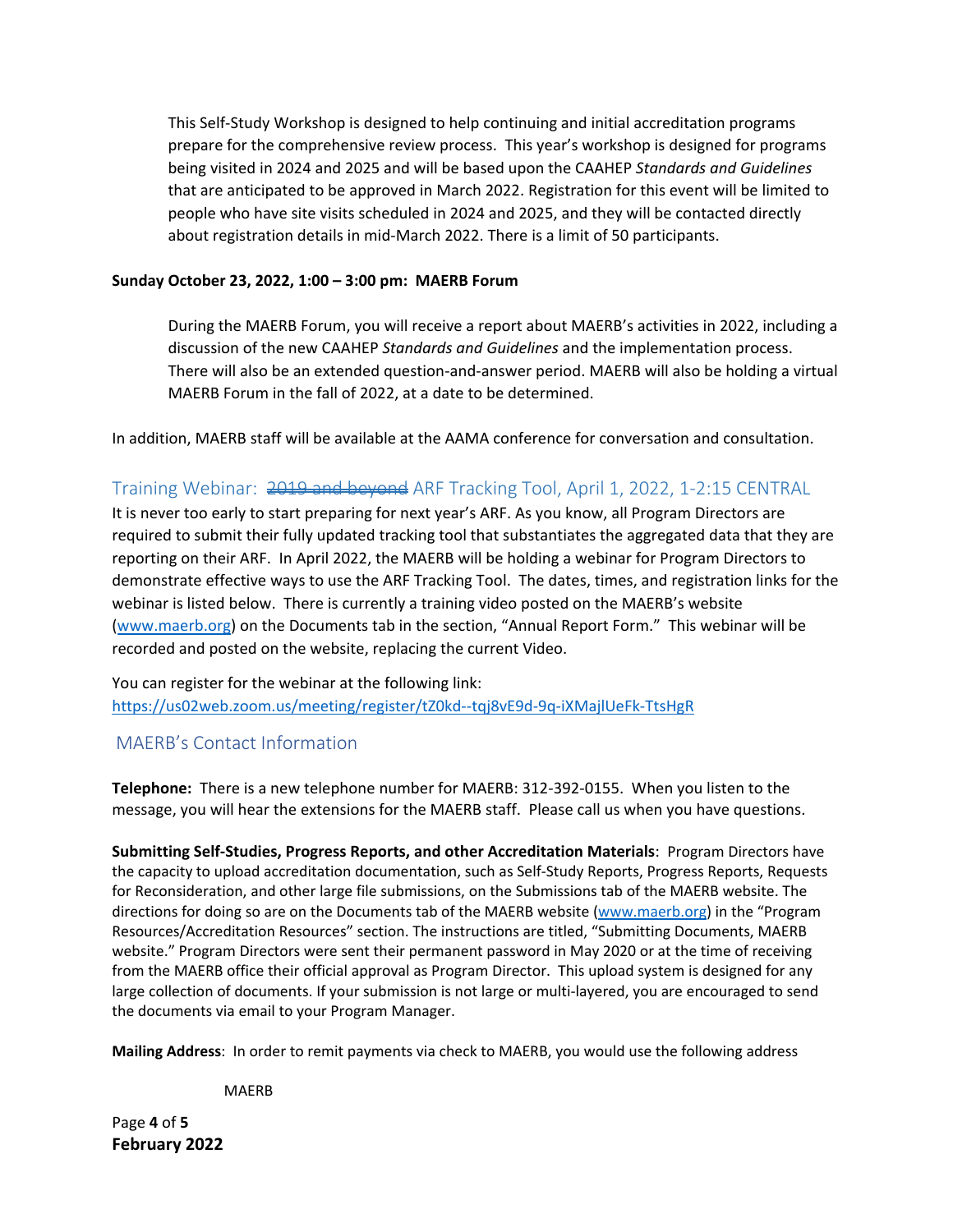This Self-Study Workshop is designed to help continuing and initial accreditation programs prepare for the comprehensive review process. This year's workshop is designed for programs being visited in 2024 and 2025 and will be based upon the CAAHEP *Standards and Guidelines* that are anticipated to be approved in March 2022. Registration for this event will be limited to people who have site visits scheduled in 2024 and 2025, and they will be contacted directly about registration details in mid-March 2022. There is a limit of 50 participants.

**Sunday October 23, 2022, 1:00 – 3:00 pm: MAERB Forum**

During the MAERB Forum, you will receive a report about MAERB's activities in 2022, including a discussion of the new CAAHEP *Standards and Guidelines* and the implementation process. There will also be an extended question-and-answer period. MAERB will also be holding a virtual MAERB Forum in the fall of 2022, at a date to be determined.

In addition, MAERB staff will be available at the AAMA conference for conversation and consultation.

## Training Webinar: ~~2019 and beyond~~ ARF Tracking Tool, April 1, 2022, 1-2:15 CENTRAL

It is never too early to start preparing for next year's ARF. As you know, all Program Directors are required to submit their fully updated tracking tool that substantiates the aggregated data that they are reporting on their ARF. In April 2022, the MAERB will be holding a webinar for Program Directors to demonstrate effective ways to use the ARF Tracking Tool. The dates, times, and registration links for the webinar is listed below. There is currently a training video posted on the MAERB's website (www.maerb.org) on the Documents tab in the section, "Annual Report Form." This webinar will be recorded and posted on the website, replacing the current Video.

You can register for the webinar at the following link:
https://us02web.zoom.us/meeting/register/tZ0kd--tqj8vE9d-9q-iXMajlUeFk-TtsHgR

## MAERB's Contact Information

**Telephone:** There is a new telephone number for MAERB: 312-392-0155. When you listen to the message, you will hear the extensions for the MAERB staff. Please call us when you have questions.

**Submitting Self-Studies, Progress Reports, and other Accreditation Materials**: Program Directors have the capacity to upload accreditation documentation, such as Self-Study Reports, Progress Reports, Requests for Reconsideration, and other large file submissions, on the Submissions tab of the MAERB website. The directions for doing so are on the Documents tab of the MAERB website (www.maerb.org) in the "Program Resources/Accreditation Resources" section. The instructions are titled, "Submitting Documents, MAERB website." Program Directors were sent their permanent password in May 2020 or at the time of receiving from the MAERB office their official approval as Program Director. This upload system is designed for any large collection of documents. If your submission is not large or multi-layered, you are encouraged to send the documents via email to your Program Manager.

**Mailing Address**: In order to remit payments via check to MAERB, you would use the following address

MAERB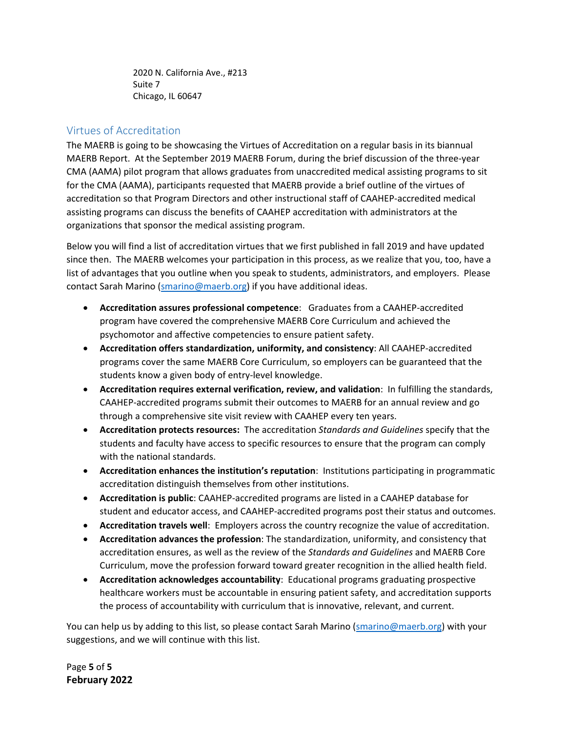2020 N. California Ave., #213
Suite 7
Chicago, IL 60647

## Virtues of Accreditation

The MAERB is going to be showcasing the Virtues of Accreditation on a regular basis in its biannual MAERB Report. At the September 2019 MAERB Forum, during the brief discussion of the three-year CMA (AAMA) pilot program that allows graduates from unaccredited medical assisting programs to sit for the CMA (AAMA), participants requested that MAERB provide a brief outline of the virtues of accreditation so that Program Directors and other instructional staff of CAAHEP-accredited medical assisting programs can discuss the benefits of CAAHEP accreditation with administrators at the organizations that sponsor the medical assisting program.

Below you will find a list of accreditation virtues that we first published in fall 2019 and have updated since then. The MAERB welcomes your participation in this process, as we realize that you, too, have a list of advantages that you outline when you speak to students, administrators, and employers. Please contact Sarah Marino (smarino@maerb.org) if you have additional ideas.

- **Accreditation assures professional competence**: Graduates from a CAAHEP-accredited program have covered the comprehensive MAERB Core Curriculum and achieved the psychomotor and affective competencies to ensure patient safety.
- **Accreditation offers standardization, uniformity, and consistency**: All CAAHEP-accredited programs cover the same MAERB Core Curriculum, so employers can be guaranteed that the students know a given body of entry-level knowledge.
- **Accreditation requires external verification, review, and validation**: In fulfilling the standards, CAAHEP-accredited programs submit their outcomes to MAERB for an annual review and go through a comprehensive site visit review with CAAHEP every ten years.
- **Accreditation protects resources:** The accreditation *Standards and Guidelines* specify that the students and faculty have access to specific resources to ensure that the program can comply with the national standards.
- **Accreditation enhances the institution's reputation**: Institutions participating in programmatic accreditation distinguish themselves from other institutions.
- **Accreditation is public**: CAAHEP-accredited programs are listed in a CAAHEP database for student and educator access, and CAAHEP-accredited programs post their status and outcomes.
- **Accreditation travels well**: Employers across the country recognize the value of accreditation.
- **Accreditation advances the profession**: The standardization, uniformity, and consistency that accreditation ensures, as well as the review of the *Standards and Guidelines* and MAERB Core Curriculum, move the profession forward toward greater recognition in the allied health field.
- **Accreditation acknowledges accountability**: Educational programs graduating prospective healthcare workers must be accountable in ensuring patient safety, and accreditation supports the process of accountability with curriculum that is innovative, relevant, and current.

You can help us by adding to this list, so please contact Sarah Marino (smarino@maerb.org) with your suggestions, and we will continue with this list.